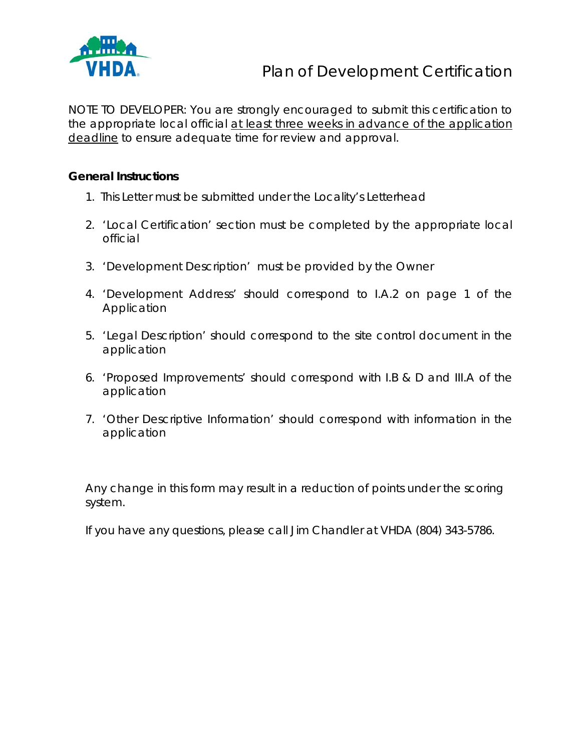# Plan of Development Certification

NOTE TO DEVELOPER: You are strongly encouraged to submit this certification to the appropriate local official at least three weeks in advance of the application deadline to ensure adequate time for review and approval.

**General Instructions**

1. This Letter must be submitted under the Locality's Letterhead
2. 'Local Certification' section must be completed by the appropriate local official
3. 'Development Description' must be provided by the Owner
4. 'Development Address' should correspond to I.A.2 on page 1 of the Application
5. 'Legal Description' should correspond to the site control document in the application
6. 'Proposed Improvements' should correspond with I.B & D and III.A of the application
7. 'Other Descriptive Information' should correspond with information in the application

Any change in this form may result in a reduction of points under the scoring system.

If you have any questions, please call Jim Chandler at VHDA (804) 343-5786.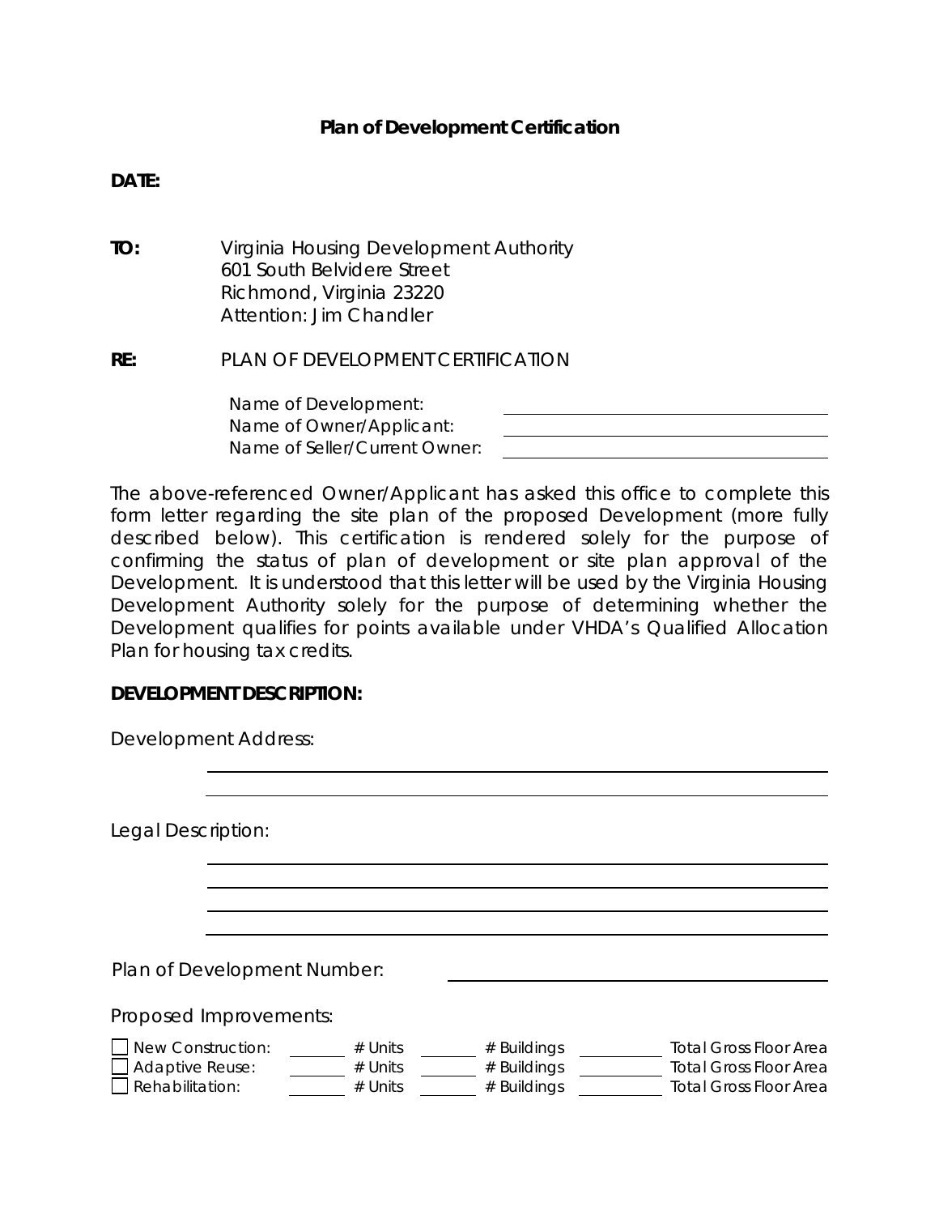# Plan of Development Certification

**DATE:**

**TO:** Virginia Housing Development Authority
601 South Belvidere Street
Richmond, Virginia 23220
Attention: Jim Chandler

**RE:** PLAN OF DEVELOPMENT CERTIFICATION

Name of Development: ______________________________
Name of Owner/Applicant: ______________________________
Name of Seller/Current Owner: ______________________________

The above-referenced Owner/Applicant has asked this office to complete this form letter regarding the site plan of the proposed Development (more fully described below). This certification is rendered solely for the purpose of confirming the status of plan of development or site plan approval of the Development. It is understood that this letter will be used by the Virginia Housing Development Authority solely for the purpose of determining whether the Development qualifies for points available under VHDA's Qualified Allocation Plan for housing tax credits.

**DEVELOPMENT DESCRIPTION:**

Development Address:

______________________________________________________________

______________________________________________________________

Legal Description:

______________________________________________________________

______________________________________________________________

______________________________________________________________

______________________________________________________________

Plan of Development Number: ______________________________

Proposed Improvements:

| | | | | | | |
|---|---|---|---|---|---|---|
| ☐ New Construction: | _______ | # Units | _______ | # Buildings | _________ | Total Gross Floor Area |
| ☐ Adaptive Reuse: | _______ | # Units | _______ | # Buildings | _________ | Total Gross Floor Area |
| ☐ Rehabilitation: | _______ | # Units | _______ | # Buildings | _________ | Total Gross Floor Area |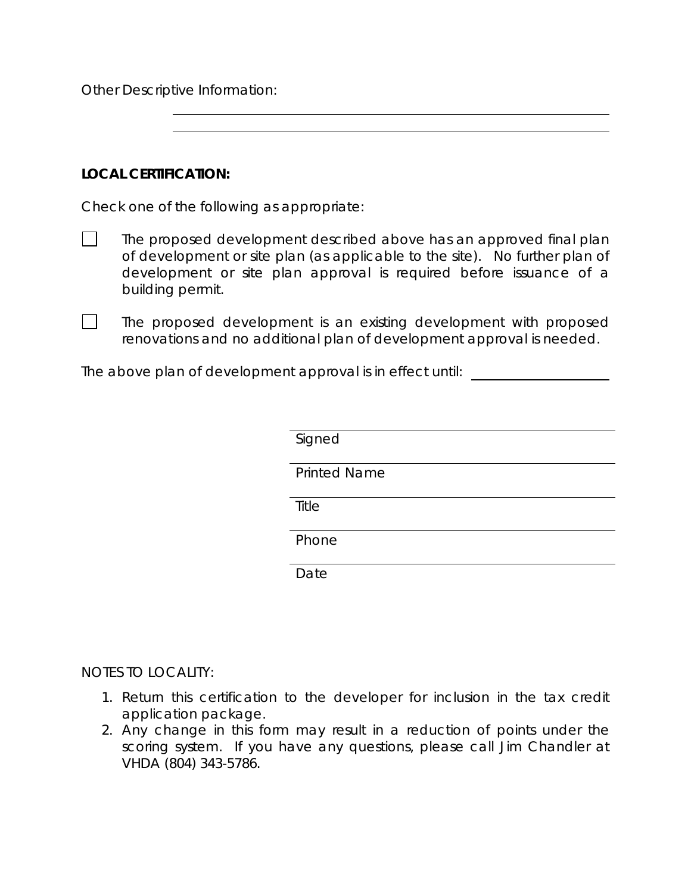Other Descriptive Information:

______________________________________________

______________________________________________

**LOCAL CERTIFICATION:**

Check one of the following as appropriate:

☐ The proposed development described above has an approved final plan of development or site plan (as applicable to the site). No further plan of development or site plan approval is required before issuance of a building permit.

☐ The proposed development is an existing development with proposed renovations and no additional plan of development approval is needed.

The above plan of development approval is in effect until: ____________________

______________________________
Signed

______________________________
Printed Name

______________________________
Title

______________________________
Phone

______________________________
Date

NOTES TO LOCALITY:

1. Return this certification to the developer for inclusion in the tax credit application package.
2. Any change in this form may result in a reduction of points under the scoring system. If you have any questions, please call Jim Chandler at VHDA (804) 343-5786.